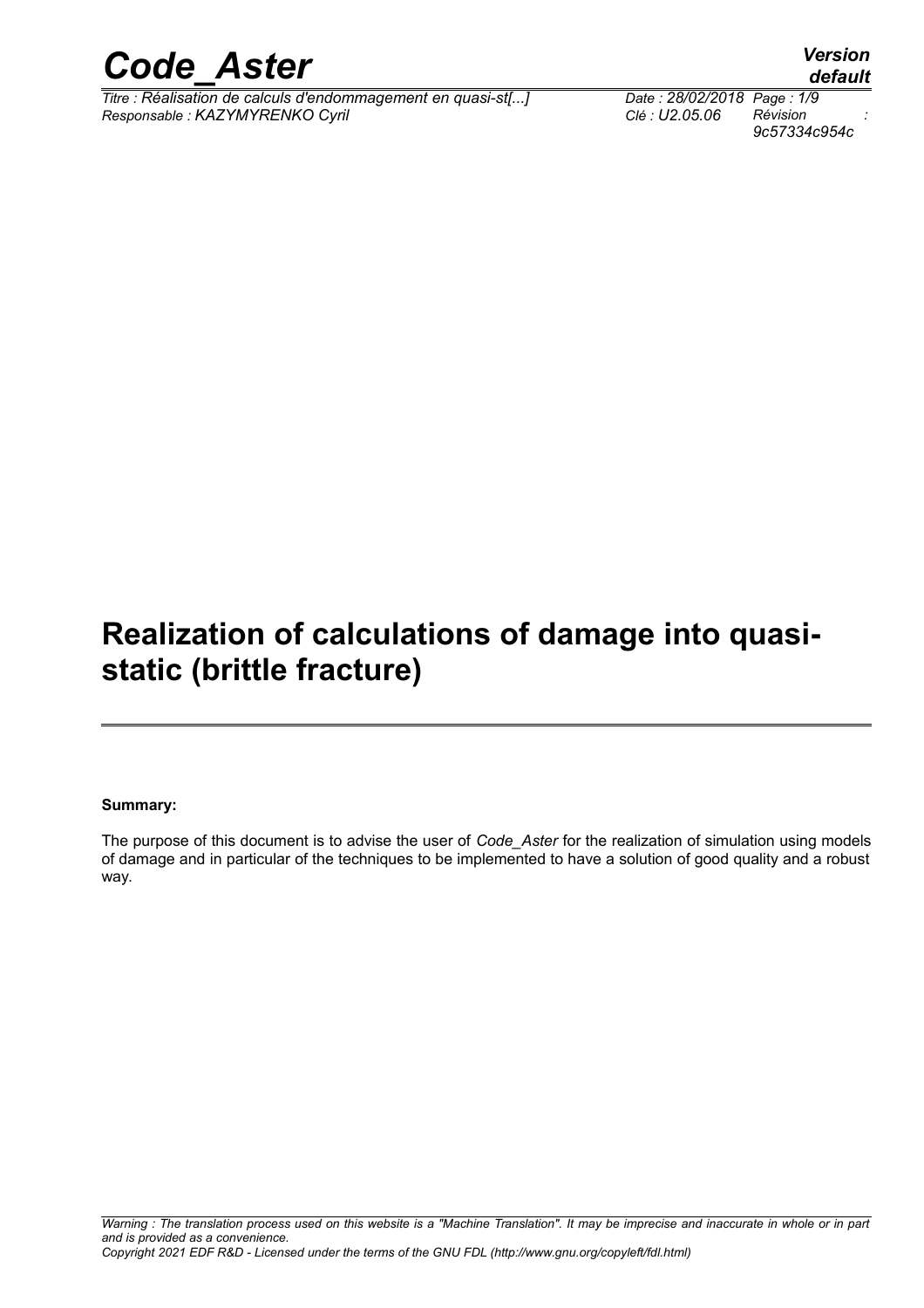# Realization of calculations of damage into quasi-static (brittle fracture)

**Summary:**

The purpose of this document is to advise the user of *Code_Aster* for the realization of simulation using models of damage and in particular of the techniques to be implemented to have a solution of good quality and a robust way.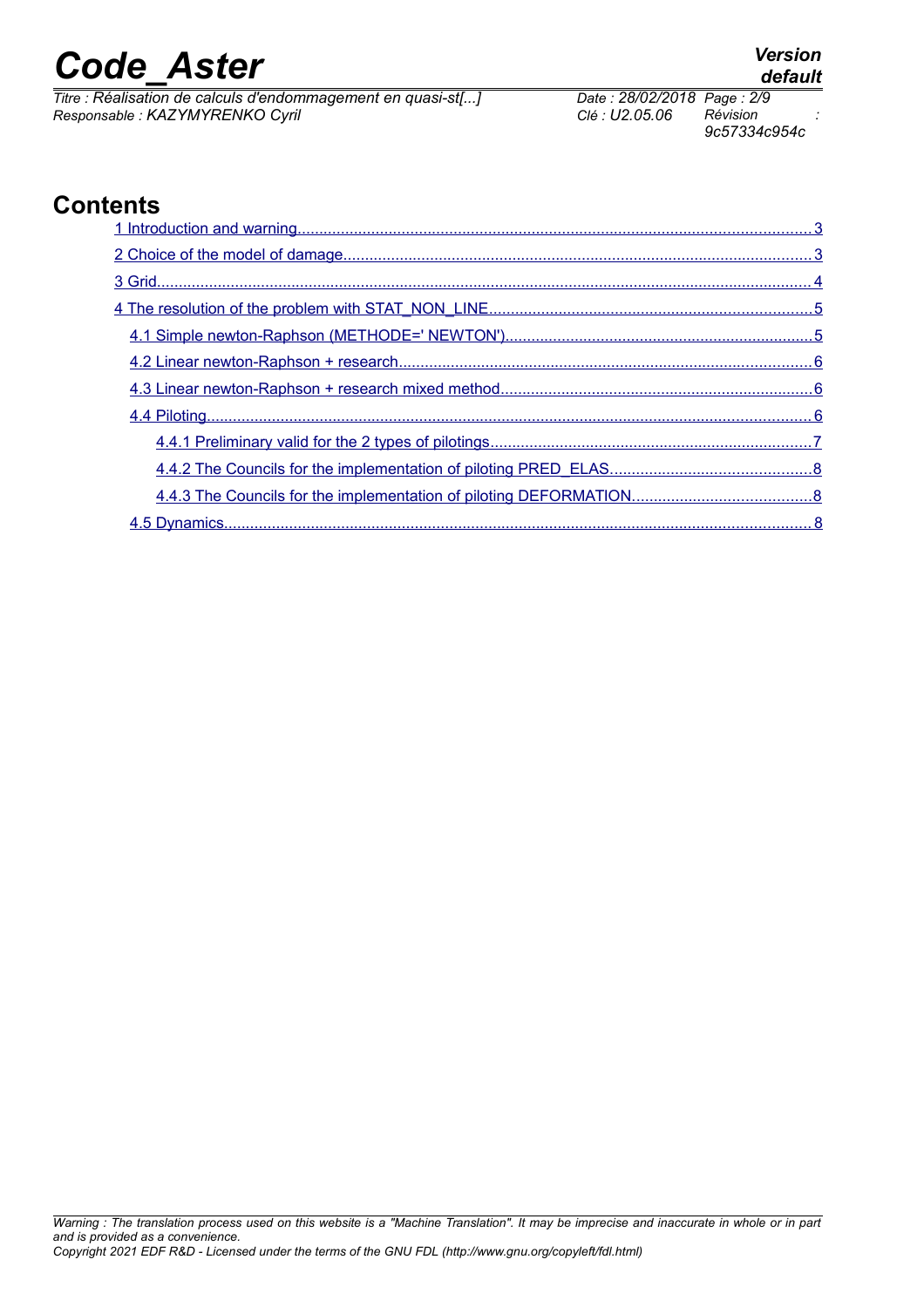# Contents

1 Introduction and warning........................................................3

2 Choice of the model of damage........................................................3

3 Grid........................................................4

4 The resolution of the problem with STAT_NON_LINE........................................................5

- 4.1 Simple newton-Raphson (METHODE=' NEWTON')........................................................5
- 4.2 Linear newton-Raphson + research........................................................6
- 4.3 Linear newton-Raphson + research mixed method........................................................6
- 4.4 Piloting........................................................6
  - 4.4.1 Preliminary valid for the 2 types of pilotings........................................................7
  - 4.4.2 The Councils for the implementation of piloting PRED_ELAS........................................................8
  - 4.4.3 The Councils for the implementation of piloting DEFORMATION........................................................8
- 4.5 Dynamics........................................................8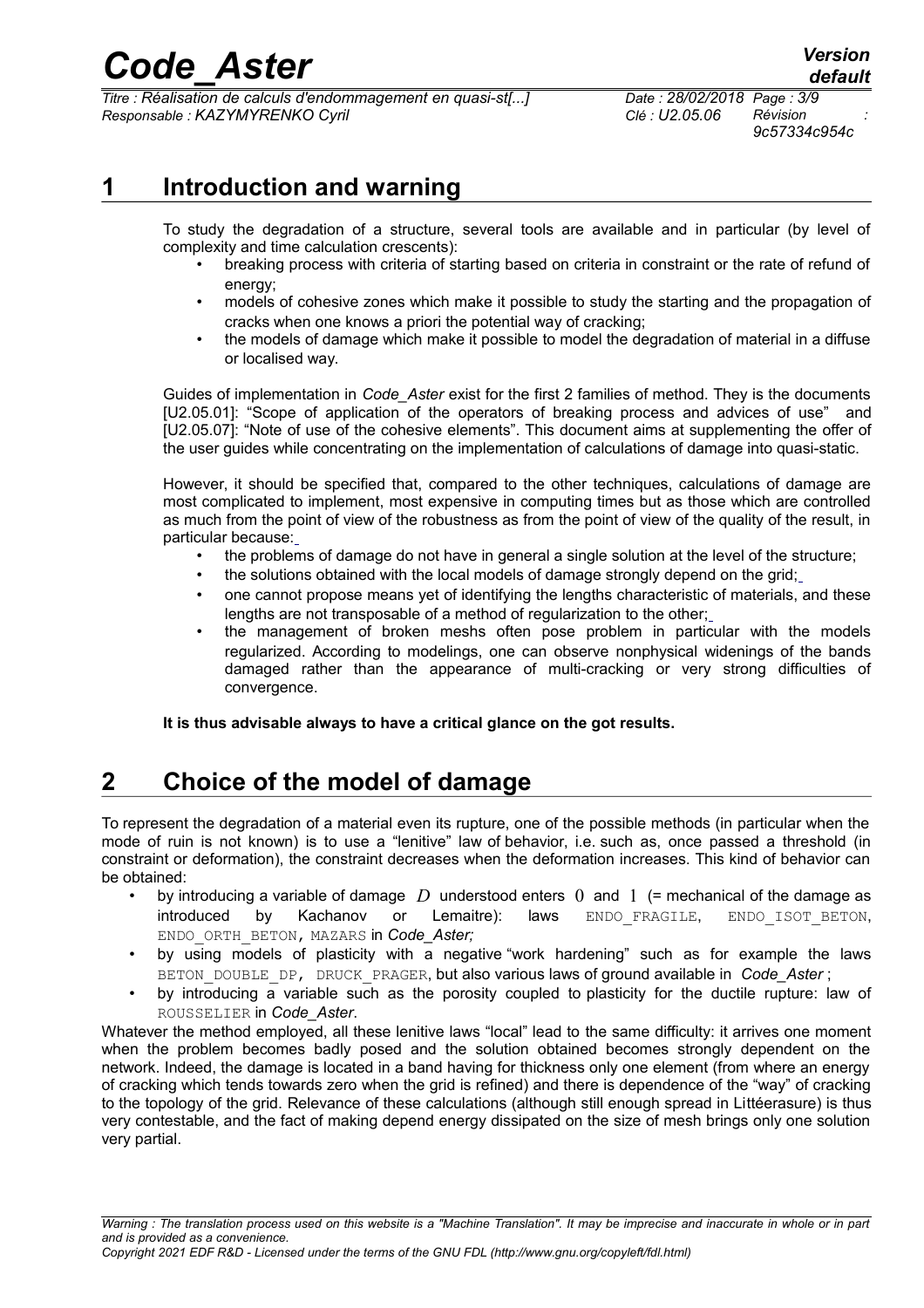# 1 Introduction and warning

To study the degradation of a structure, several tools are available and in particular (by level of complexity and time calculation crescents):

- breaking process with criteria of starting based on criteria in constraint or the rate of refund of energy;
- models of cohesive zones which make it possible to study the starting and the propagation of cracks when one knows a priori the potential way of cracking;
- the models of damage which make it possible to model the degradation of material in a diffuse or localised way.

Guides of implementation in *Code_Aster* exist for the first 2 families of method. They is the documents [U2.05.01]: "Scope of application of the operators of breaking process and advices of use" and [U2.05.07]: "Note of use of the cohesive elements". This document aims at supplementing the offer of the user guides while concentrating on the implementation of calculations of damage into quasi-static.

However, it should be specified that, compared to the other techniques, calculations of damage are most complicated to implement, most expensive in computing times but as those which are controlled as much from the point of view of the robustness as from the point of view of the quality of the result, in particular because:

- the problems of damage do not have in general a single solution at the level of the structure;
- the solutions obtained with the local models of damage strongly depend on the grid;
- one cannot propose means yet of identifying the lengths characteristic of materials, and these lengths are not transposable of a method of regularization to the other;
- the management of broken meshs often pose problem in particular with the models regularized. According to modelings, one can observe nonphysical widenings of the bands damaged rather than the appearance of multi-cracking or very strong difficulties of convergence.

**It is thus advisable always to have a critical glance on the got results.**

# 2 Choice of the model of damage

To represent the degradation of a material even its rupture, one of the possible methods (in particular when the mode of ruin is not known) is to use a "lenitive" law of behavior, i.e. such as, once passed a threshold (in constraint or deformation), the constraint decreases when the deformation increases. This kind of behavior can be obtained:

- by introducing a variable of damage $D$ understood enters $0$ and $1$ (= mechanical of the damage as introduced by Kachanov or Lemaitre): laws ENDO_FRAGILE, ENDO_ISOT_BETON, ENDO_ORTH_BETON, MAZARS in *Code_Aster;*
- by using models of plasticity with a negative "work hardening" such as for example the laws BETON_DOUBLE_DP, DRUCK_PRAGER, but also various laws of ground available in *Code_Aster* ;
- by introducing a variable such as the porosity coupled to plasticity for the ductile rupture: law of ROUSSELIER in *Code_Aster*.

Whatever the method employed, all these lenitive laws "local" lead to the same difficulty: it arrives one moment when the problem becomes badly posed and the solution obtained becomes strongly dependent on the network. Indeed, the damage is located in a band having for thickness only one element (from where an energy of cracking which tends towards zero when the grid is refined) and there is dependence of the "way" of cracking to the topology of the grid. Relevance of these calculations (although still enough spread in Littéerasure) is thus very contestable, and the fact of making depend energy dissipated on the size of mesh brings only one solution very partial.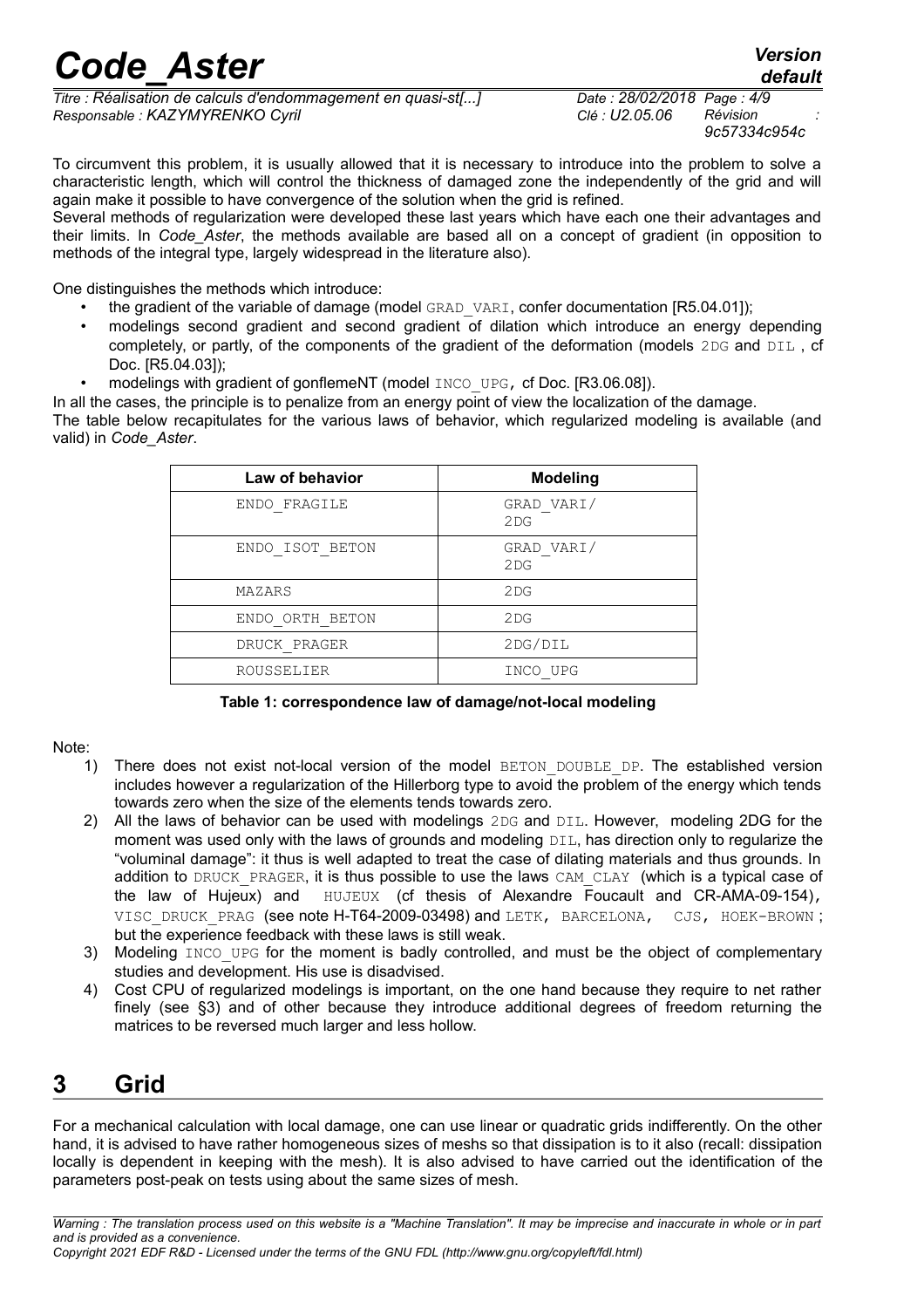To circumvent this problem, it is usually allowed that it is necessary to introduce into the problem to solve a characteristic length, which will control the thickness of damaged zone the independently of the grid and will again make it possible to have convergence of the solution when the grid is refined.
Several methods of regularization were developed these last years which have each one their advantages and their limits. In *Code_Aster*, the methods available are based all on a concept of gradient (in opposition to methods of the integral type, largely widespread in the literature also).

One distinguishes the methods which introduce:

- the gradient of the variable of damage (model GRAD_VARI, confer documentation [R5.04.01]);
- modelings second gradient and second gradient of dilation which introduce an energy depending completely, or partly, of the components of the gradient of the deformation (models 2DG and DIL , cf Doc. [R5.04.03]);
- modelings with gradient of gonflemeNT (model INCO_UPG, cf Doc. [R3.06.08]).

In all the cases, the principle is to penalize from an energy point of view the localization of the damage.
The table below recapitulates for the various laws of behavior, which regularized modeling is available (and valid) in *Code_Aster*.

| Law of behavior | Modeling |
|---|---|
| ENDO_FRAGILE | GRAD_VARI/ 2DG |
| ENDO_ISOT_BETON | GRAD_VARI/ 2DG |
| MAZARS | 2DG |
| ENDO_ORTH_BETON | 2DG |
| DRUCK_PRAGER | 2DG/DIL |
| ROUSSELIER | INCO_UPG |

**Table 1: correspondence law of damage/not-local modeling**

Note:

1) There does not exist not-local version of the model BETON_DOUBLE_DP. The established version includes however a regularization of the Hillerborg type to avoid the problem of the energy which tends towards zero when the size of the elements tends towards zero.
2) All the laws of behavior can be used with modelings 2DG and DIL. However, modeling 2DG for the moment was used only with the laws of grounds and modeling DIL, has direction only to regularize the "voluminal damage": it thus is well adapted to treat the case of dilating materials and thus grounds. In addition to DRUCK_PRAGER, it is thus possible to use the laws CAM_CLAY (which is a typical case of the law of Hujeux) and HUJEUX (cf thesis of Alexandre Foucault and CR-AMA-09-154), VISC_DRUCK_PRAG (see note H-T64-2009-03498) and LETK, BARCELONA, CJS, HOEK-BROWN ; but the experience feedback with these laws is still weak.
3) Modeling INCO_UPG for the moment is badly controlled, and must be the object of complementary studies and development. His use is disadvised.
4) Cost CPU of regularized modelings is important, on the one hand because they require to net rather finely (see §3) and of other because they introduce additional degrees of freedom returning the matrices to be reversed much larger and less hollow.

# 3 Grid

For a mechanical calculation with local damage, one can use linear or quadratic grids indifferently. On the other hand, it is advised to have rather homogeneous sizes of meshs so that dissipation is to it also (recall: dissipation locally is dependent in keeping with the mesh). It is also advised to have carried out the identification of the parameters post-peak on tests using about the same sizes of mesh.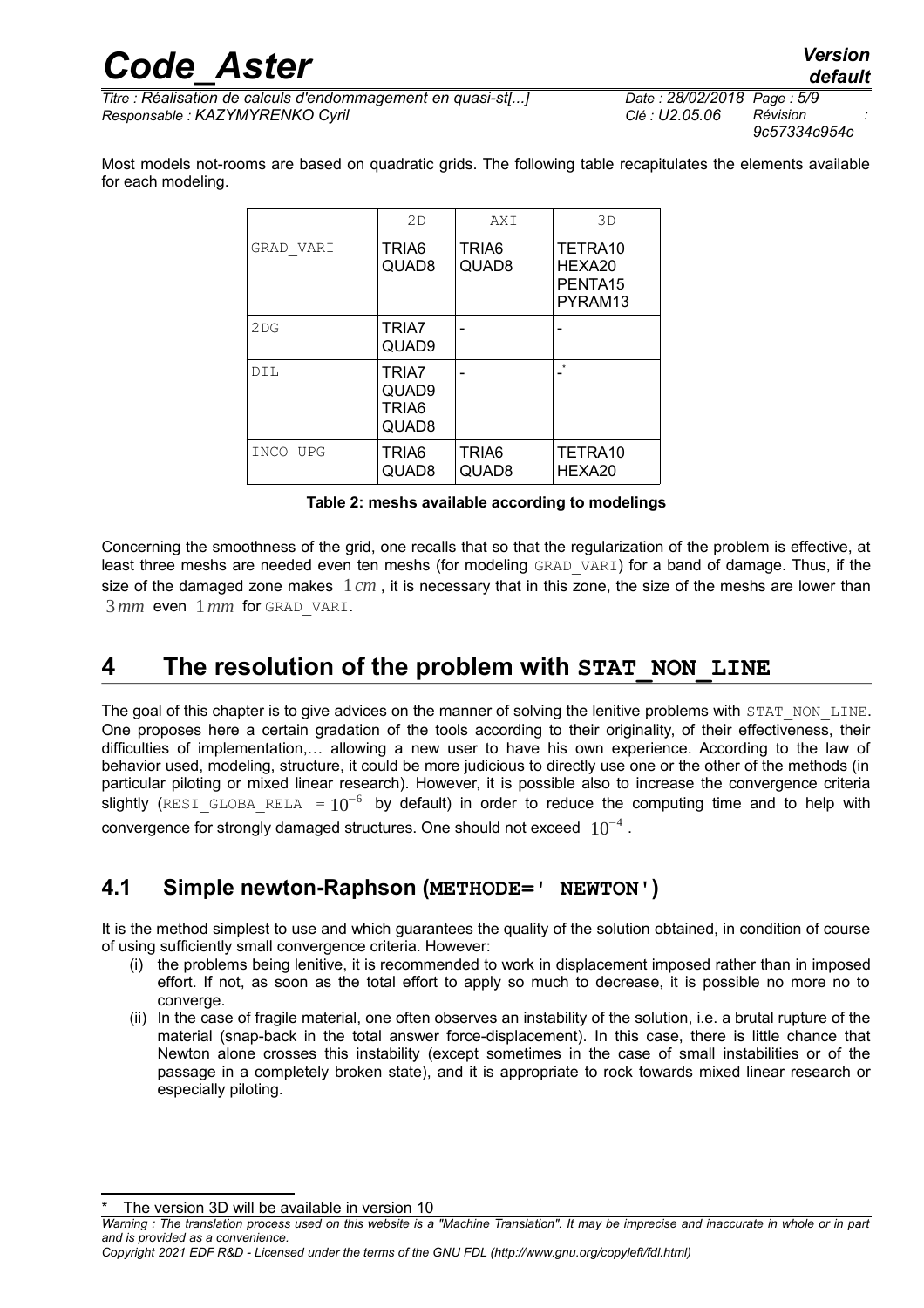Most models not-rooms are based on quadratic grids. The following table recapitulates the elements available for each modeling.

| | 2D | AXI | 3D |
|---|---|---|---|
| GRAD_VARI | TRIA6 QUAD8 | TRIA6 QUAD8 | TETRA10 HEXA20 PENTA15 PYRAM13 |
| 2DG | TRIA7 QUAD9 | - | - |
| DIL | TRIA7 QUAD9 TRIA6 QUAD8 | - | -* |
| INCO_UPG | TRIA6 QUAD8 | TRIA6 QUAD8 | TETRA10 HEXA20 |

**Table 2: meshs available according to modelings**

Concerning the smoothness of the grid, one recalls that so that the regularization of the problem is effective, at least three meshs are needed even ten meshs (for modeling GRAD_VARI) for a band of damage. Thus, if the size of the damaged zone makes $1\,cm$, it is necessary that in this zone, the size of the meshs are lower than $3\,mm$ even $1\,mm$ for GRAD_VARI.

# 4 The resolution of the problem with STAT_NON_LINE

The goal of this chapter is to give advices on the manner of solving the lenitive problems with STAT_NON_LINE. One proposes here a certain gradation of the tools according to their originality, of their effectiveness, their difficulties of implementation,… allowing a new user to have his own experience. According to the law of behavior used, modeling, structure, it could be more judicious to directly use one or the other of the methods (in particular piloting or mixed linear research). However, it is possible also to increase the convergence criteria slightly (RESI_GLOBA_RELA $= 10^{-6}$ by default) in order to reduce the computing time and to help with convergence for strongly damaged structures. One should not exceed $10^{-4}$.

## 4.1 Simple newton-Raphson (METHODE=' NEWTON')

It is the method simplest to use and which guarantees the quality of the solution obtained, in condition of course of using sufficiently small convergence criteria. However:

(i) the problems being lenitive, it is recommended to work in displacement imposed rather than in imposed effort. If not, as soon as the total effort to apply so much to decrease, it is possible no more no to converge.

(ii) In the case of fragile material, one often observes an instability of the solution, i.e. a brutal rupture of the material (snap-back in the total answer force-displacement). In this case, there is little chance that Newton alone crosses this instability (except sometimes in the case of small instabilities or of the passage in a completely broken state), and it is appropriate to rock towards mixed linear research or especially piloting.

---

* The version 3D will be available in version 10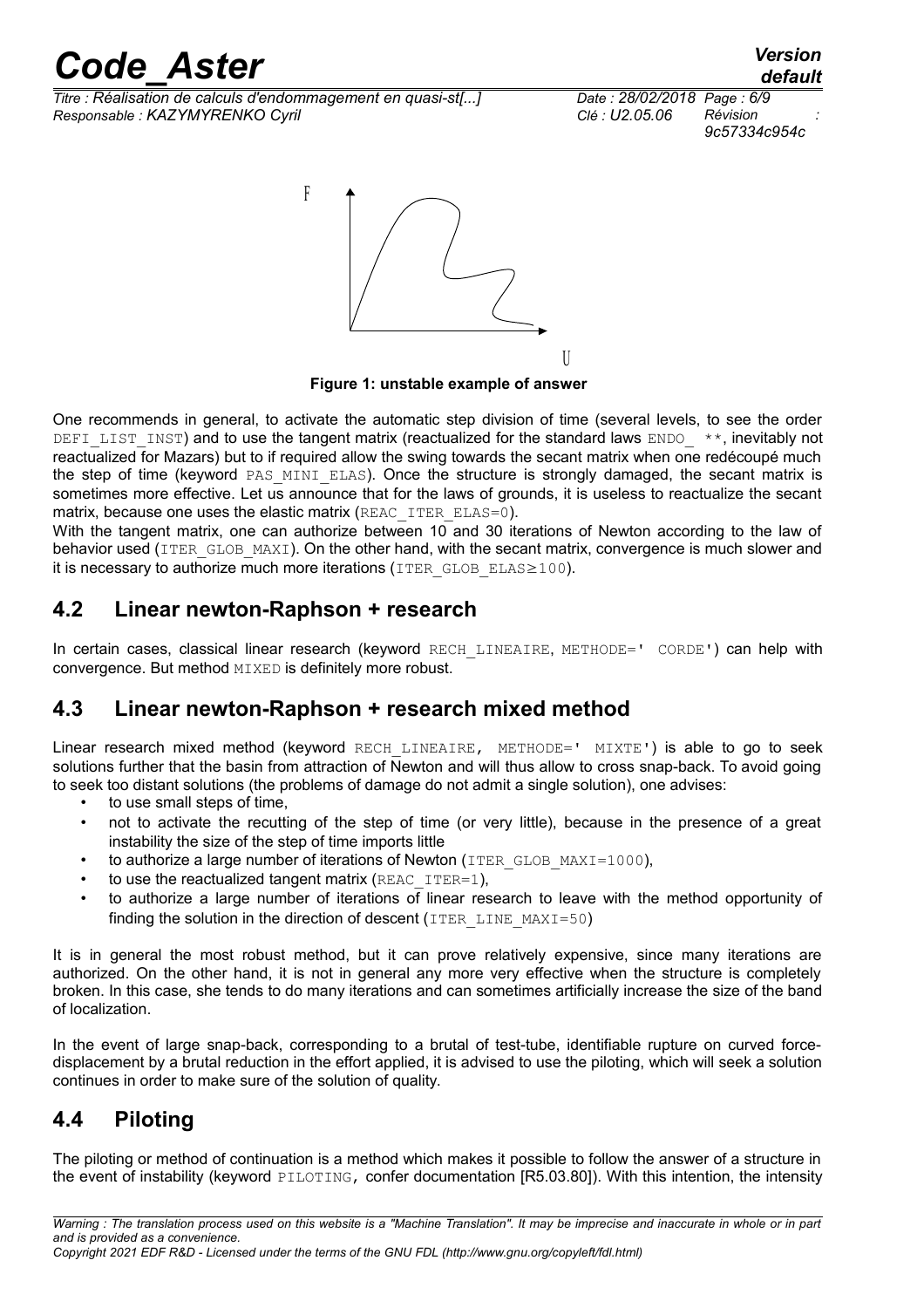**Figure 1: unstable example of answer**

One recommends in general, to activate the automatic step division of time (several levels, to see the order `DEFI_LIST_INST`) and to use the tangent matrix (reactualized for the standard laws `ENDO_ **`, inevitably not reactualized for Mazars) but to if required allow the swing towards the secant matrix when one redécoupé much the step of time (keyword `PAS_MINI_ELAS`). Once the structure is strongly damaged, the secant matrix is sometimes more effective. Let us announce that for the laws of grounds, it is useless to reactualize the secant matrix, because one uses the elastic matrix (`REAC_ITER_ELAS=0`).

With the tangent matrix, one can authorize between 10 and 30 iterations of Newton according to the law of behavior used (`ITER_GLOB_MAXI`). On the other hand, with the secant matrix, convergence is much slower and it is necessary to authorize much more iterations (`ITER_GLOB_ELAS≥100`).

## 4.2 Linear newton-Raphson + research

In certain cases, classical linear research (keyword `RECH_LINEAIRE`, `METHODE=' CORDE'`) can help with convergence. But method `MIXED` is definitely more robust.

## 4.3 Linear newton-Raphson + research mixed method

Linear research mixed method (keyword `RECH_LINEAIRE, METHODE=' MIXTE'`) is able to go to seek solutions further that the basin from attraction of Newton and will thus allow to cross snap-back. To avoid going to seek too distant solutions (the problems of damage do not admit a single solution), one advises:

- to use small steps of time,
- not to activate the recutting of the step of time (or very little), because in the presence of a great instability the size of the step of time imports little
- to authorize a large number of iterations of Newton (`ITER_GLOB_MAXI=1000`),
- to use the reactualized tangent matrix (`REAC_ITER=1`),
- to authorize a large number of iterations of linear research to leave with the method opportunity of finding the solution in the direction of descent (`ITER_LINE_MAXI=50`)

It is in general the most robust method, but it can prove relatively expensive, since many iterations are authorized. On the other hand, it is not in general any more very effective when the structure is completely broken. In this case, she tends to do many iterations and can sometimes artificially increase the size of the band of localization.

In the event of large snap-back, corresponding to a brutal of test-tube, identifiable rupture on curved force-displacement by a brutal reduction in the effort applied, it is advised to use the piloting, which will seek a solution continues in order to make sure of the solution of quality.

## 4.4 Piloting

The piloting or method of continuation is a method which makes it possible to follow the answer of a structure in the event of instability (keyword `PILOTING,` confer documentation [R5.03.80]). With this intention, the intensity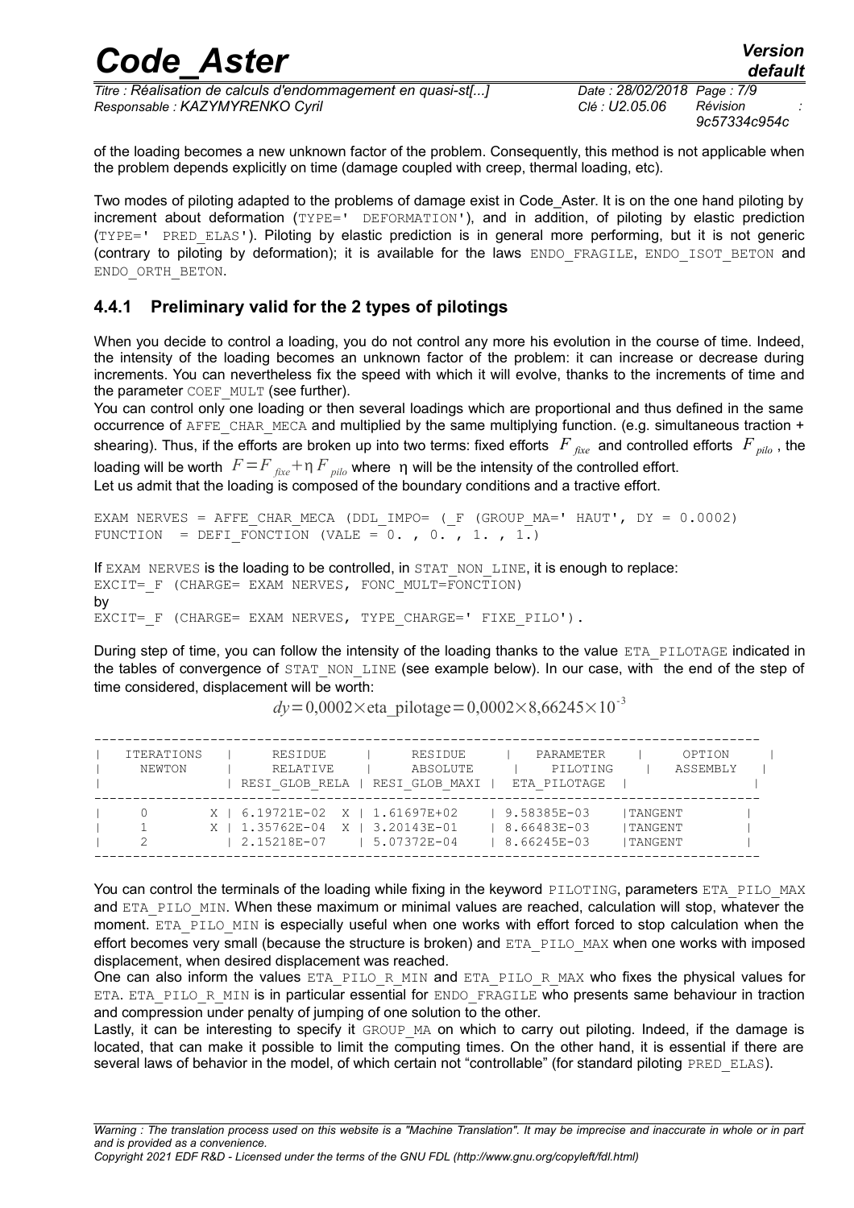of the loading becomes a new unknown factor of the problem. Consequently, this method is not applicable when the problem depends explicitly on time (damage coupled with creep, thermal loading, etc).

Two modes of piloting adapted to the problems of damage exist in Code_Aster. It is on the one hand piloting by increment about deformation (TYPE=' DEFORMATION'), and in addition, of piloting by elastic prediction (TYPE=' PRED_ELAS'). Piloting by elastic prediction is in general more performing, but it is not generic (contrary to piloting by deformation); it is available for the laws ENDO_FRAGILE, ENDO_ISOT_BETON and ENDO_ORTH_BETON.

### 4.4.1 Preliminary valid for the 2 types of pilotings

When you decide to control a loading, you do not control any more his evolution in the course of time. Indeed, the intensity of the loading becomes an unknown factor of the problem: it can increase or decrease during increments. You can nevertheless fix the speed with which it will evolve, thanks to the increments of time and the parameter COEF_MULT (see further).

You can control only one loading or then several loadings which are proportional and thus defined in the same occurrence of AFFE_CHAR_MECA and multiplied by the same multiplying function. (e.g. simultaneous traction + shearing). Thus, if the efforts are broken up into two terms: fixed efforts $F_{fixe}$ and controlled efforts $F_{pilo}$, the loading will be worth $F=F_{fixe}+\eta F_{pilo}$ where $\eta$ will be the intensity of the controlled effort.

Let us admit that the loading is composed of the boundary conditions and a tractive effort.

```
EXAM NERVES = AFFE_CHAR_MECA (DDL_IMPO= (_F (GROUP_MA=' HAUT', DY = 0.0002)
FUNCTION   = DEFI_FONCTION (VALE = 0. , 0. , 1. , 1.)
```

If EXAM NERVES is the loading to be controlled, in STAT_NON_LINE, it is enough to replace:

```
EXCIT=_F (CHARGE= EXAM NERVES, FONC_MULT=FONCTION)
```

by

```
EXCIT=_F (CHARGE= EXAM NERVES, TYPE_CHARGE=' FIXE_PILO').
```

During step of time, you can follow the intensity of the loading thanks to the value ETA_PILOTAGE indicated in the tables of convergence of STAT_NON_LINE (see example below). In our case, with the end of the step of time considered, displacement will be worth:

$$dy=0{,}0002\times\text{eta\_pilotage}=0{,}0002\times8{,}66245\times10^{-3}$$

| ITERATIONS NEWTON | RESIDUE RELATIVE RESI_GLOB_RELA | RESIDUE ABSOLUTE RESI_GLOB_MAXI | PARAMETER PILOTING ETA_PILOTAGE | OPTION ASSEMBLY |
|---|---|---|---|---|
| 0 | X \| 6.19721E-02 | X \| 1.61697E+02 | 9.58385E-03 | TANGENT |
| 1 | X \| 1.35762E-04 | X \| 3.20143E-01 | 8.66483E-03 | TANGENT |
| 2 | 2.15218E-07 | 5.07372E-04 | 8.66245E-03 | TANGENT |

You can control the terminals of the loading while fixing in the keyword PILOTING, parameters ETA_PILO_MAX and ETA_PILO_MIN. When these maximum or minimal values are reached, calculation will stop, whatever the moment. ETA_PILO_MIN is especially useful when one works with effort forced to stop calculation when the effort becomes very small (because the structure is broken) and ETA_PILO_MAX when one works with imposed displacement, when desired displacement was reached.

One can also inform the values ETA_PILO_R_MIN and ETA_PILO_R_MAX who fixes the physical values for ETA. ETA_PILO_R_MIN is in particular essential for ENDO_FRAGILE who presents same behaviour in traction and compression under penalty of jumping of one solution to the other.

Lastly, it can be interesting to specify it GROUP_MA on which to carry out piloting. Indeed, if the damage is located, that can make it possible to limit the computing times. On the other hand, it is essential if there are several laws of behavior in the model, of which certain not "controllable" (for standard piloting PRED_ELAS).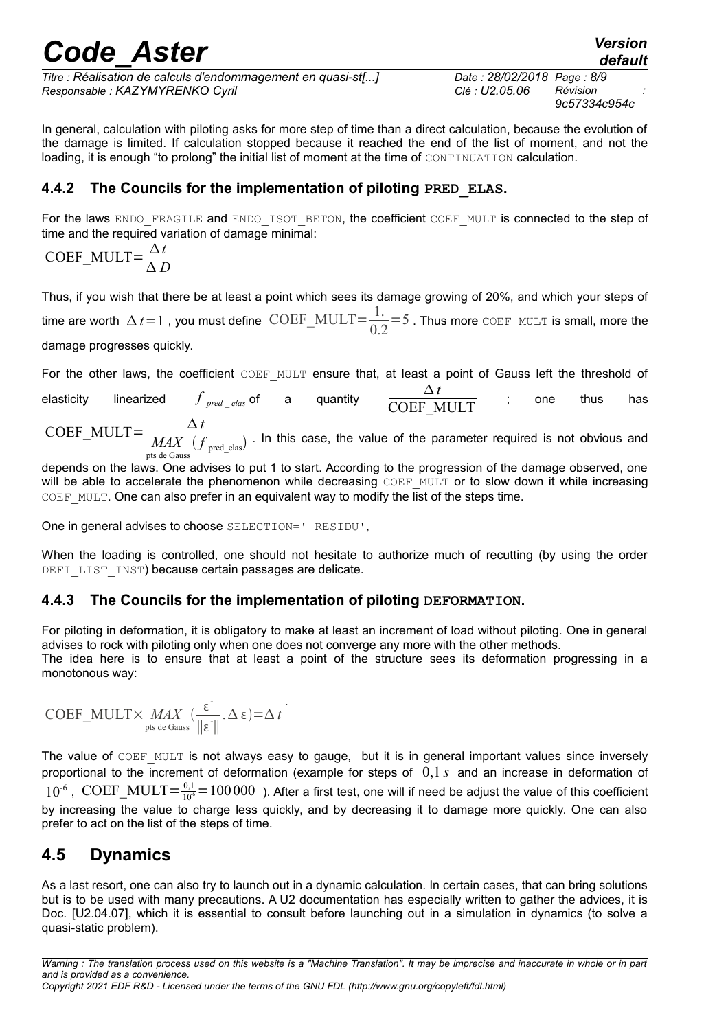In general, calculation with piloting asks for more step of time than a direct calculation, because the evolution of the damage is limited. If calculation stopped because it reached the end of the list of moment, and not the loading, it is enough "to prolong" the initial list of moment at the time of CONTINUATION calculation.

### 4.4.2 The Councils for the implementation of piloting PRED_ELAS.

For the laws ENDO_FRAGILE and ENDO_ISOT_BETON, the coefficient COEF_MULT is connected to the step of time and the required variation of damage minimal:

$$\text{COEF\_MULT}=\frac{\Delta t}{\Delta D}$$

Thus, if you wish that there be at least a point which sees its damage growing of 20%, and which your steps of time are worth $\Delta t=1$ , you must define $\text{COEF\_MULT}=\frac{1.}{0.2}=5$ . Thus more COEF_MULT is small, more the damage progresses quickly.

For the other laws, the coefficient COEF_MULT ensure that, at least a point of Gauss left the threshold of elasticity linearized $f_{pred\_elas}$ of a quantity $\frac{\Delta t}{\text{COEF\_MULT}}$ ; one thus has $\text{COEF\_MULT}=\frac{\Delta t}{\underset{\text{pts de Gauss}}{MAX}\ (f_{\text{pred\_elas}})}$ . In this case, the value of the parameter required is not obvious and depends on the laws. One advises to put 1 to start. According to the progression of the damage observed, one will be able to accelerate the phenomenon while decreasing COEF_MULT or to slow down it while increasing COEF_MULT. One can also prefer in an equivalent way to modify the list of the steps time.

One in general advises to choose SELECTION=' RESIDU',

When the loading is controlled, one should not hesitate to authorize much of recutting (by using the order DEFI_LIST_INST) because certain passages are delicate.

### 4.4.3 The Councils for the implementation of piloting DEFORMATION.

For piloting in deformation, it is obligatory to make at least an increment of load without piloting. One in general advises to rock with piloting only when one does not converge any more with the other methods.
The idea here is to ensure that at least a point of the structure sees its deformation progressing in a monotonous way:

$$\text{COEF\_MULT}\times \underset{\text{pts de Gauss}}{MAX}\left(\frac{\varepsilon^{-}}{\|\varepsilon^{-}\|}.\Delta\varepsilon\right)=\Delta t$$

The value of COEF_MULT is not always easy to gauge, but it is in general important values since inversely proportional to the increment of deformation (example for steps of $0{,}1\,s$ and an increase in deformation of $10^{-6}$ , $\text{COEF\_MULT}=\frac{0{,}1}{10^{-6}}=100\,000$ ). After a first test, one will if need be adjust the value of this coefficient by increasing the value to charge less quickly, and by decreasing it to damage more quickly. One can also prefer to act on the list of the steps of time.

## 4.5 Dynamics

As a last resort, one can also try to launch out in a dynamic calculation. In certain cases, that can bring solutions but is to be used with many precautions. A U2 documentation has especially written to gather the advices, it is Doc. [U2.04.07], which it is essential to consult before launching out in a simulation in dynamics (to solve a quasi-static problem).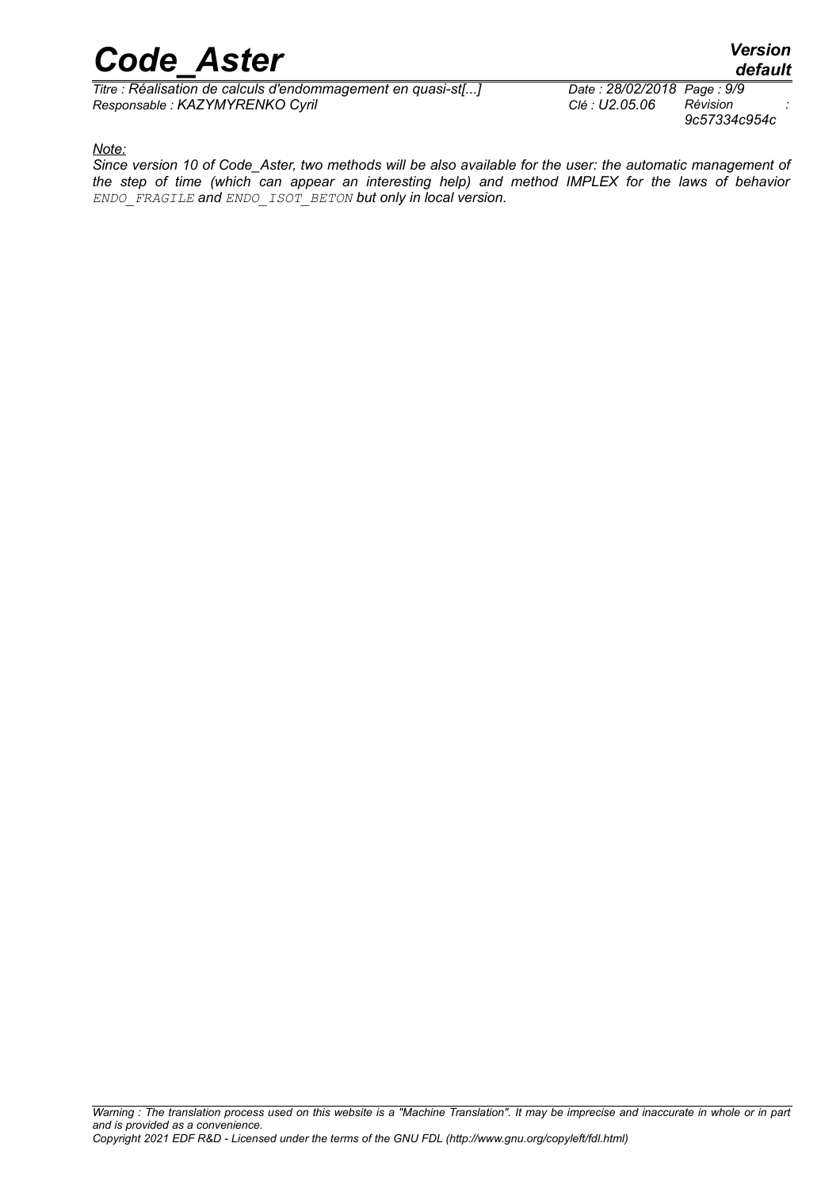*Note:*

*Since version 10 of Code_Aster, two methods will be also available for the user: the automatic management of the step of time (which can appear an interesting help) and method IMPLEX for the laws of behavior `ENDO_FRAGILE` and `ENDO_ISOT_BETON` but only in local version.*